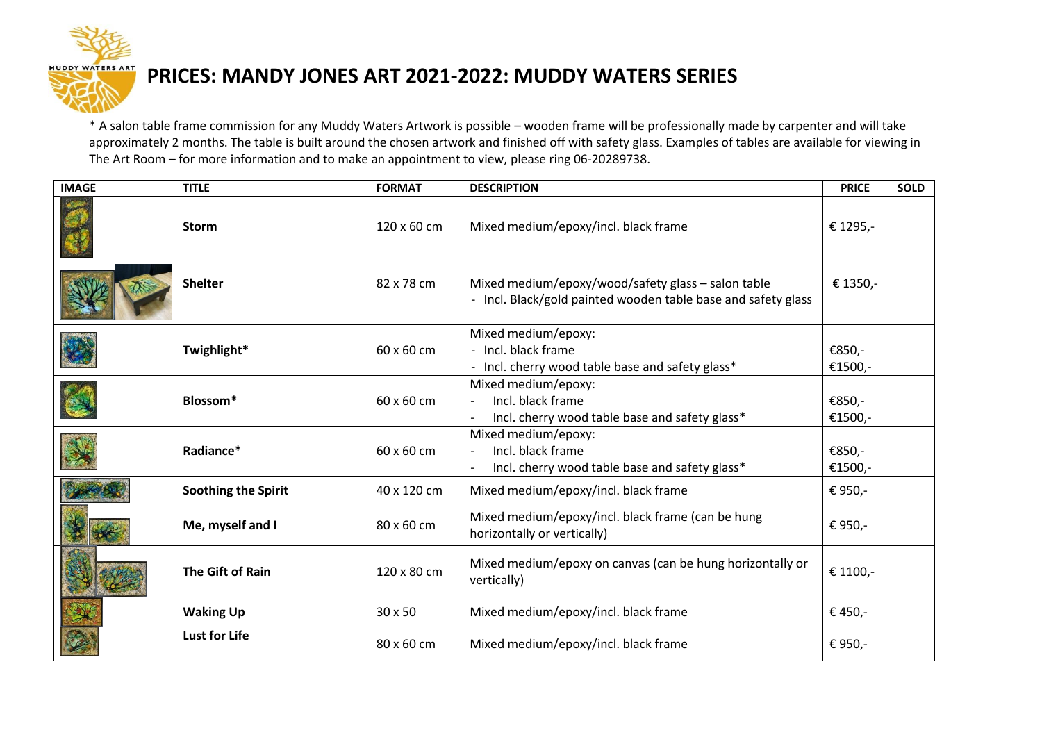# PRICES: MANDY JONES ART 2021-2022: MUDDY WATERS SERIES

* A salon table frame commission for any Muddy Waters Artwork is possible – wooden frame will be professionally made by carpenter and will take approximately 2 months. The table is built around the chosen artwork and finished off with safety glass. Examples of tables are available for viewing in The Art Room – for more information and to make an appointment to view, please ring 06-20289738.

| IMAGE | TITLE | FORMAT | DESCRIPTION | PRICE | SOLD |
|---|---|---|---|---|---|
| | **Storm** | 120 x 60 cm | Mixed medium/epoxy/incl. black frame | € 1295,- | |
| | **Shelter** | 82 x 78 cm | Mixed medium/epoxy/wood/safety glass – salon table<br>- Incl. Black/gold painted wooden table base and safety glass | € 1350,- | |
| | **Twighlight*** | 60 x 60 cm | Mixed medium/epoxy:<br>- Incl. black frame<br>- Incl. cherry wood table base and safety glass* | €850,-<br>€1500,- | |
| | **Blossom*** | 60 x 60 cm | Mixed medium/epoxy:<br>- Incl. black frame<br>- Incl. cherry wood table base and safety glass* | €850,-<br>€1500,- | |
| | **Radiance*** | 60 x 60 cm | Mixed medium/epoxy:<br>- Incl. black frame<br>- Incl. cherry wood table base and safety glass* | €850,-<br>€1500,- | |
| | **Soothing the Spirit** | 40 x 120 cm | Mixed medium/epoxy/incl. black frame | € 950,- | |
| | **Me, myself and I** | 80 x 60 cm | Mixed medium/epoxy/incl. black frame (can be hung horizontally or vertically) | € 950,- | |
| | **The Gift of Rain** | 120 x 80 cm | Mixed medium/epoxy on canvas (can be hung horizontally or vertically) | € 1100,- | |
| | **Waking Up** | 30 x 50 | Mixed medium/epoxy/incl. black frame | € 450,- | |
| | **Lust for Life** | 80 x 60 cm | Mixed medium/epoxy/incl. black frame | € 950,- | |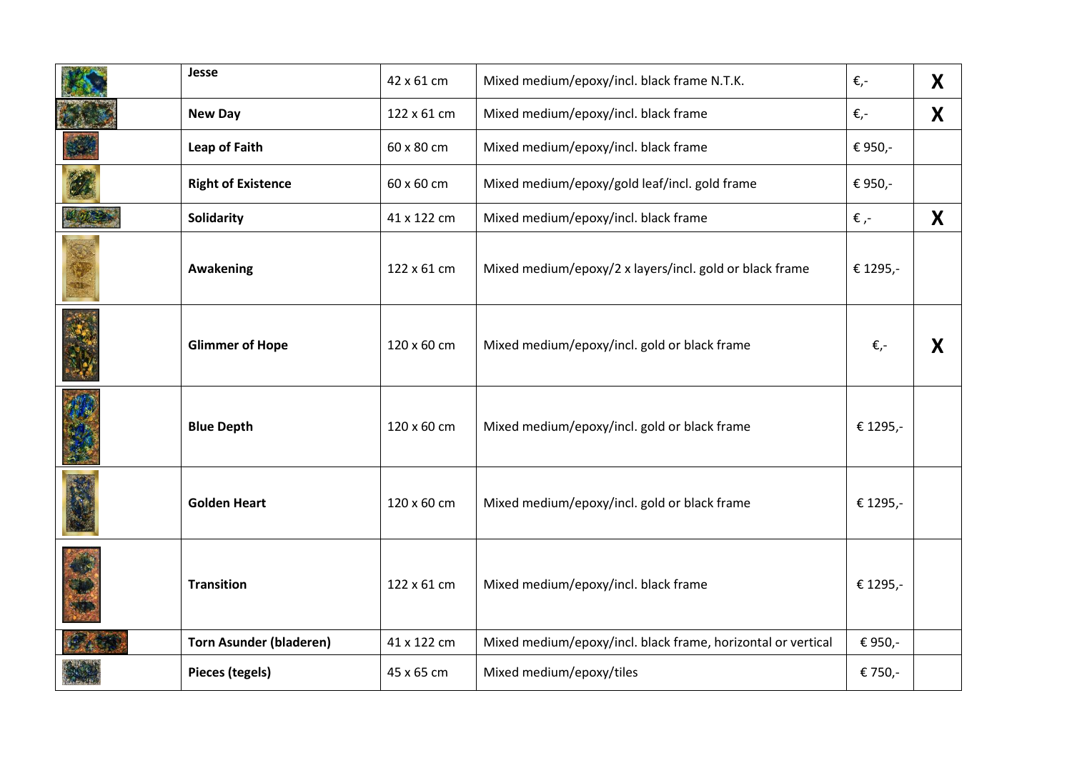| | | | | | |
|---|---|---|---|---|---|
| | **Jesse** | 42 x 61 cm | Mixed medium/epoxy/incl. black frame N.T.K. | €,- | **X** |
| | **New Day** | 122 x 61 cm | Mixed medium/epoxy/incl. black frame | €,- | **X** |
| | **Leap of Faith** | 60 x 80 cm | Mixed medium/epoxy/incl. black frame | € 950,- | |
| | **Right of Existence** | 60 x 60 cm | Mixed medium/epoxy/gold leaf/incl. gold frame | € 950,- | |
| | **Solidarity** | 41 x 122 cm | Mixed medium/epoxy/incl. black frame | € ,- | **X** |
| | **Awakening** | 122 x 61 cm | Mixed medium/epoxy/2 x layers/incl. gold or black frame | € 1295,- | |
| | **Glimmer of Hope** | 120 x 60 cm | Mixed medium/epoxy/incl. gold or black frame | €,- | **X** |
| | **Blue Depth** | 120 x 60 cm | Mixed medium/epoxy/incl. gold or black frame | € 1295,- | |
| | **Golden Heart** | 120 x 60 cm | Mixed medium/epoxy/incl. gold or black frame | € 1295,- | |
| | **Transition** | 122 x 61 cm | Mixed medium/epoxy/incl. black frame | € 1295,- | |
| | **Torn Asunder (bladeren)** | 41 x 122 cm | Mixed medium/epoxy/incl. black frame, horizontal or vertical | € 950,- | |
| | **Pieces (tegels)** | 45 x 65 cm | Mixed medium/epoxy/tiles | € 750,- | |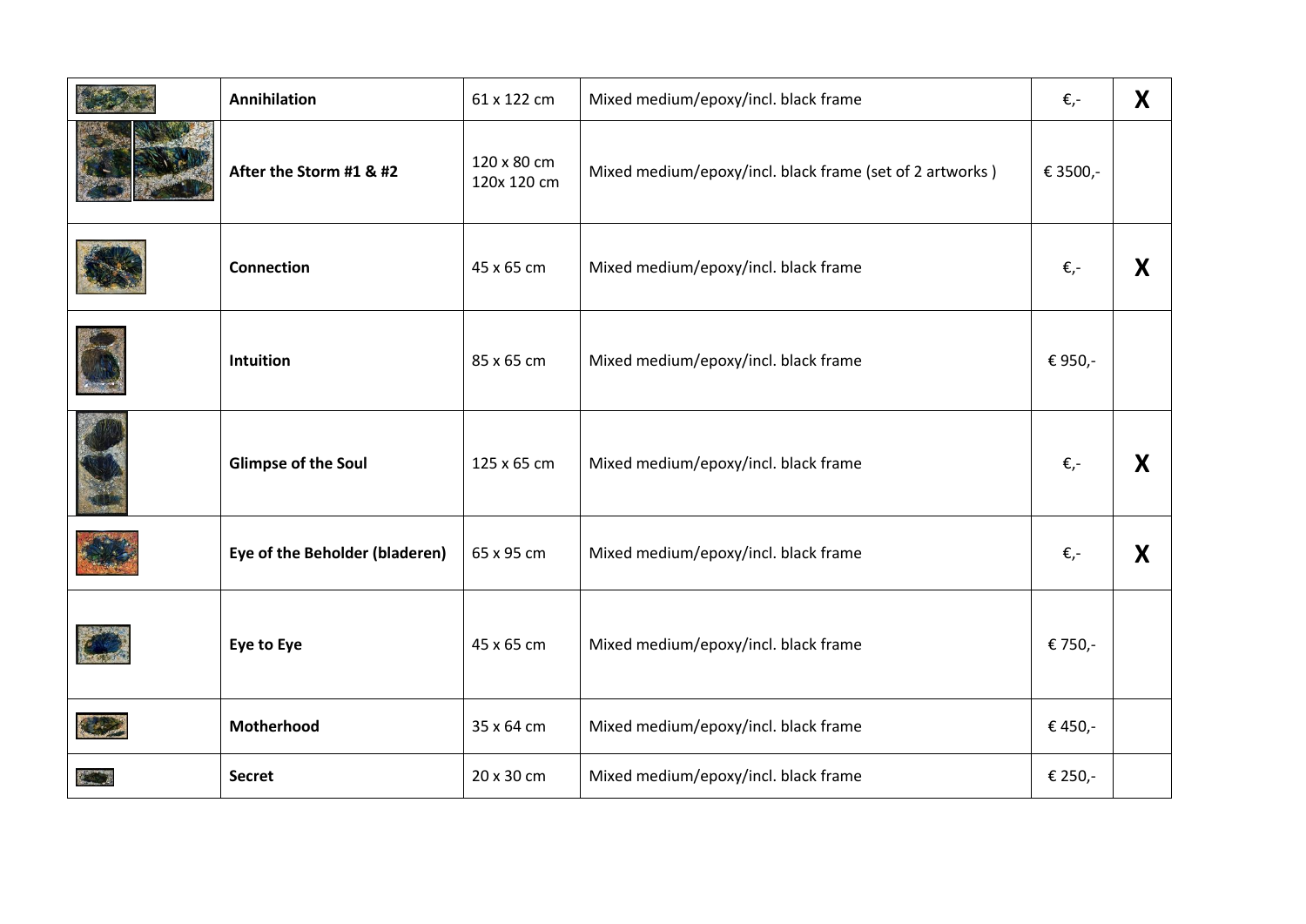| | | | | | |
|---|---|---|---|---|---|
| | **Annihilation** | 61 x 122 cm | Mixed medium/epoxy/incl. black frame | €,- | **X** |
| | **After the Storm #1 & #2** | 120 x 80 cm 120x 120 cm | Mixed medium/epoxy/incl. black frame (set of 2 artworks ) | € 3500,- | |
| | **Connection** | 45 x 65 cm | Mixed medium/epoxy/incl. black frame | €,- | **X** |
| | **Intuition** | 85 x 65 cm | Mixed medium/epoxy/incl. black frame | € 950,- | |
| | **Glimpse of the Soul** | 125 x 65 cm | Mixed medium/epoxy/incl. black frame | €,- | **X** |
| | **Eye of the Beholder (bladeren)** | 65 x 95 cm | Mixed medium/epoxy/incl. black frame | €,- | **X** |
| | **Eye to Eye** | 45 x 65 cm | Mixed medium/epoxy/incl. black frame | € 750,- | |
| | **Motherhood** | 35 x 64 cm | Mixed medium/epoxy/incl. black frame | € 450,- | |
| | **Secret** | 20 x 30 cm | Mixed medium/epoxy/incl. black frame | € 250,- | |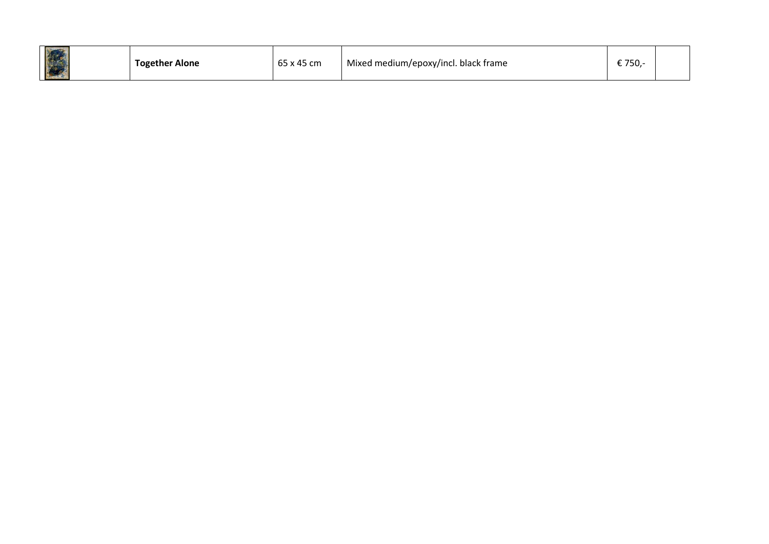| | Together Alone | 65 x 45 cm | Mixed medium/epoxy/incl. black frame | € 750,- | |
|---|---|---|---|---|---|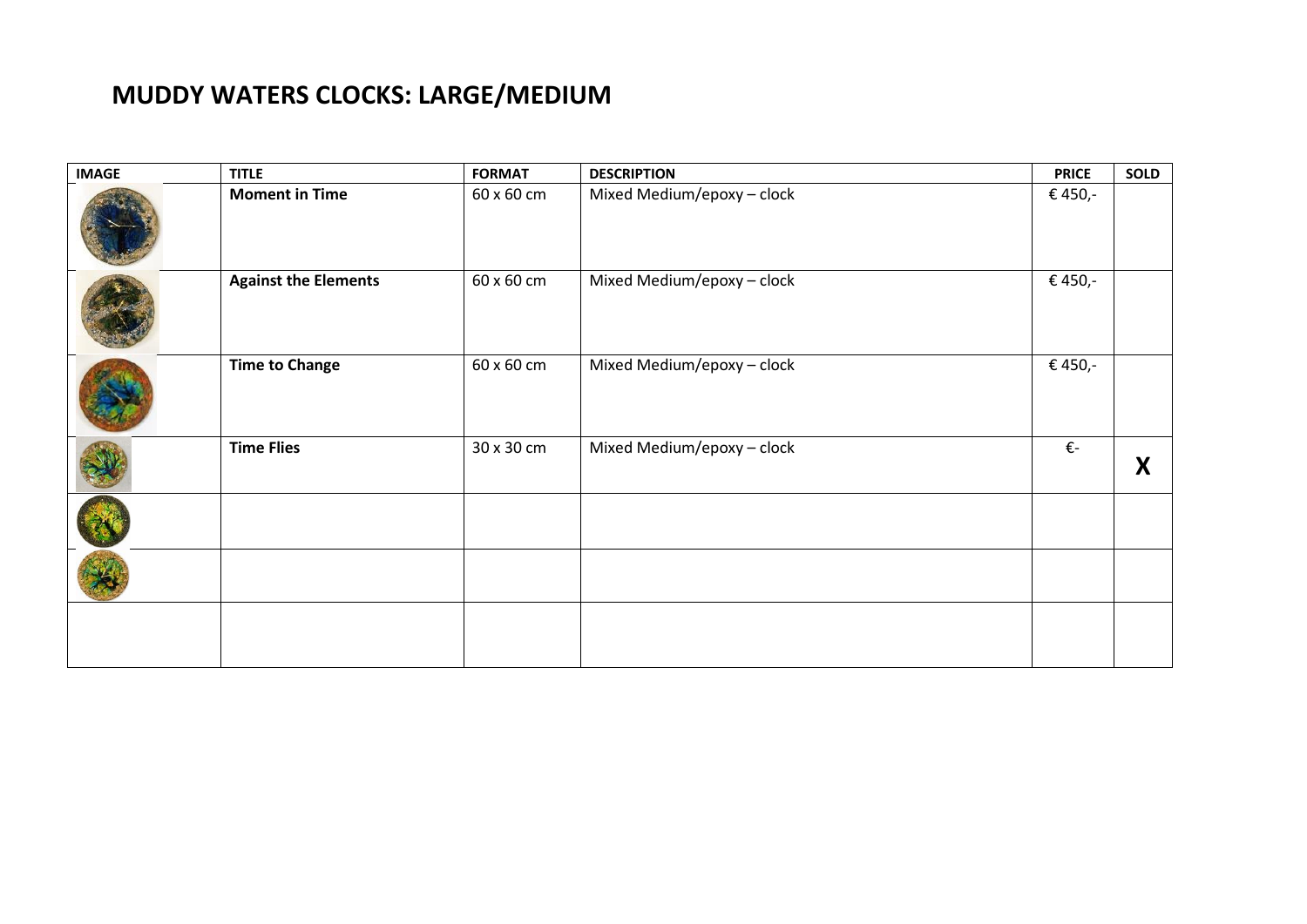# MUDDY WATERS CLOCKS: LARGE/MEDIUM

| IMAGE | TITLE | FORMAT | DESCRIPTION | PRICE | SOLD |
|---|---|---|---|---|---|
| | **Moment in Time** | 60 x 60 cm | Mixed Medium/epoxy – clock | € 450,- | |
| | **Against the Elements** | 60 x 60 cm | Mixed Medium/epoxy – clock | € 450,- | |
| | **Time to Change** | 60 x 60 cm | Mixed Medium/epoxy – clock | € 450,- | |
| | **Time Flies** | 30 x 30 cm | Mixed Medium/epoxy – clock | €- | **X** |
| | | | | | |
| | | | | | |
| | | | | | |